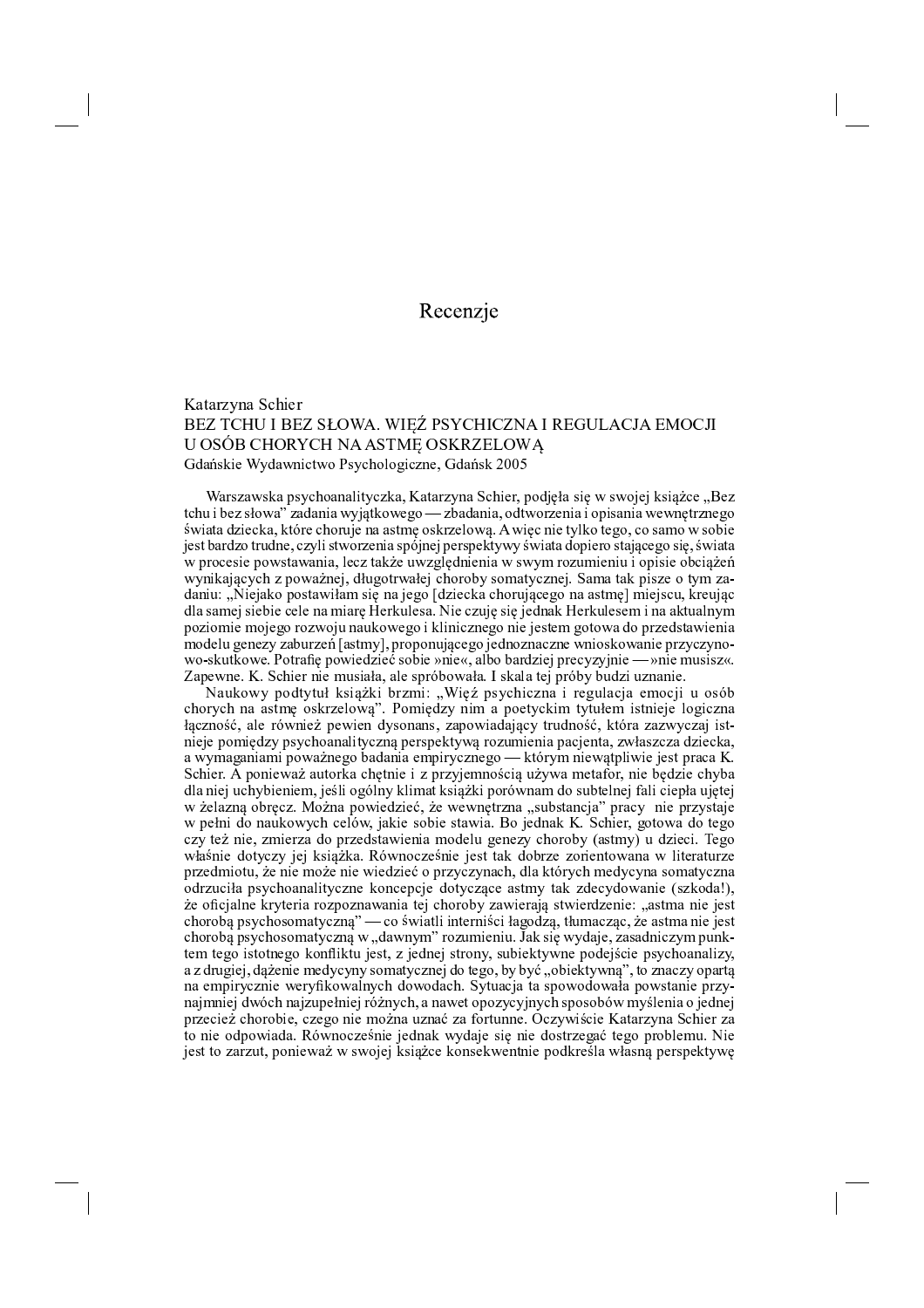# Recenzje

Katarzyna Schier
BEZ TCHU I BEZ SŁOWA. WIĘŹ PSYCHICZNA I REGULACJA EMOCJI U OSÓB CHORYCH NA ASTMĘ OSKRZELOWĄ
Gdańskie Wydawnictwo Psychologiczne, Gdańsk 2005

Warszawska psychoanalityczka, Katarzyna Schier, podjęła się w swojej książce „Bez tchu i bez słowa" zadania wyjątkowego — zbadania, odtworzenia i opisania wewnętrznego świata dziecka, które choruje na astmę oskrzelową. A więc nie tylko tego, co samo w sobie jest bardzo trudne, czyli stworzenia spójnej perspektywy świata dopiero stającego się, świata w procesie powstawania, lecz także uwzględnienia w swym rozumieniu i opisie obciążeń wynikających z poważnej, długotrwałej choroby somatycznej. Sama tak pisze o tym zadaniu: „Niejako postawiłam się na jego [dziecka chorującego na astmę] miejscu, kreując dla samej siebie cele na miarę Herkulesa. Nie czuję się jednak Herkulesem i na aktualnym poziomie mojego rozwoju naukowego i klinicznego nie jestem gotowa do przedstawienia modelu genezy zaburzeń [astmy], proponującego jednoznaczne wnioskowanie przyczynowo-skutkowe. Potrafię powiedzieć sobie »nie«, albo bardziej precyzyjnie — »nie musisz«. Zapewne. K. Schier nie musiała, ale spróbowała. I skala tej próby budzi uznanie.

Naukowy podtytuł książki brzmi: „Więź psychiczna i regulacja emocji u osób chorych na astmę oskrzelową". Pomiędzy nim a poetyckim tytułem istnieje logiczna łączność, ale również pewien dysonans, zapowiadający trudność, która zazwyczaj istnieje pomiędzy psychoanalityczną perspektywą rozumienia pacjenta, zwłaszcza dziecka, a wymaganiami poważnego badania empirycznego — którym niewątpliwie jest praca K. Schier. A ponieważ autorka chętnie i z przyjemnością używa metafor, nie będzie chyba dla niej uchybieniem, jeśli ogólny klimat książki porównam do subtelnej fali ciepła ujętej w żelazną obręcz. Można powiedzieć, że wewnętrzna „substancja" pracy nie przystaje w pełni do naukowych celów, jakie sobie stawia. Bo jednak K. Schier, gotowa do tego czy też nie, zmierza do przedstawienia modelu genezy choroby (astmy) u dzieci. Tego właśnie dotyczy jej książka. Równocześnie jest tak dobrze zorientowana w literaturze przedmiotu, że nie może nie wiedzieć o przyczynach, dla których medycyna somatyczna odrzuciła psychoanalityczne koncepcje dotyczące astmy tak zdecydowanie (szkoda!), że oficjalne kryteria rozpoznawania tej choroby zawierają stwierdzenie: „astma nie jest chorobą psychosomatyczną" — co światli interniści łagodzą, tłumacząc, że astma nie jest chorobą psychosomatyczną w „dawnym" rozumieniu. Jak się wydaje, zasadniczym punktem tego istotnego konfliktu jest, z jednej strony, subiektywne podejście psychoanalizy, a z drugiej, dążenie medycyny somatycznej do tego, by być „obiektywną", to znaczy opartą na empirycznie weryfikowalnych dowodach. Sytuacja ta spowodowała powstanie przynajmniej dwóch najzupełniej różnych, a nawet opozycyjnych sposobów myślenia o jednej przecież chorobie, czego nie można uznać za fortunne. Oczywiście Katarzyna Schier za to nie odpowiada. Równocześnie jednak wydaje się nie dostrzegać tego problemu. Nie jest to zarzut, ponieważ w swojej książce konsekwentnie podkreśla własną perspektywę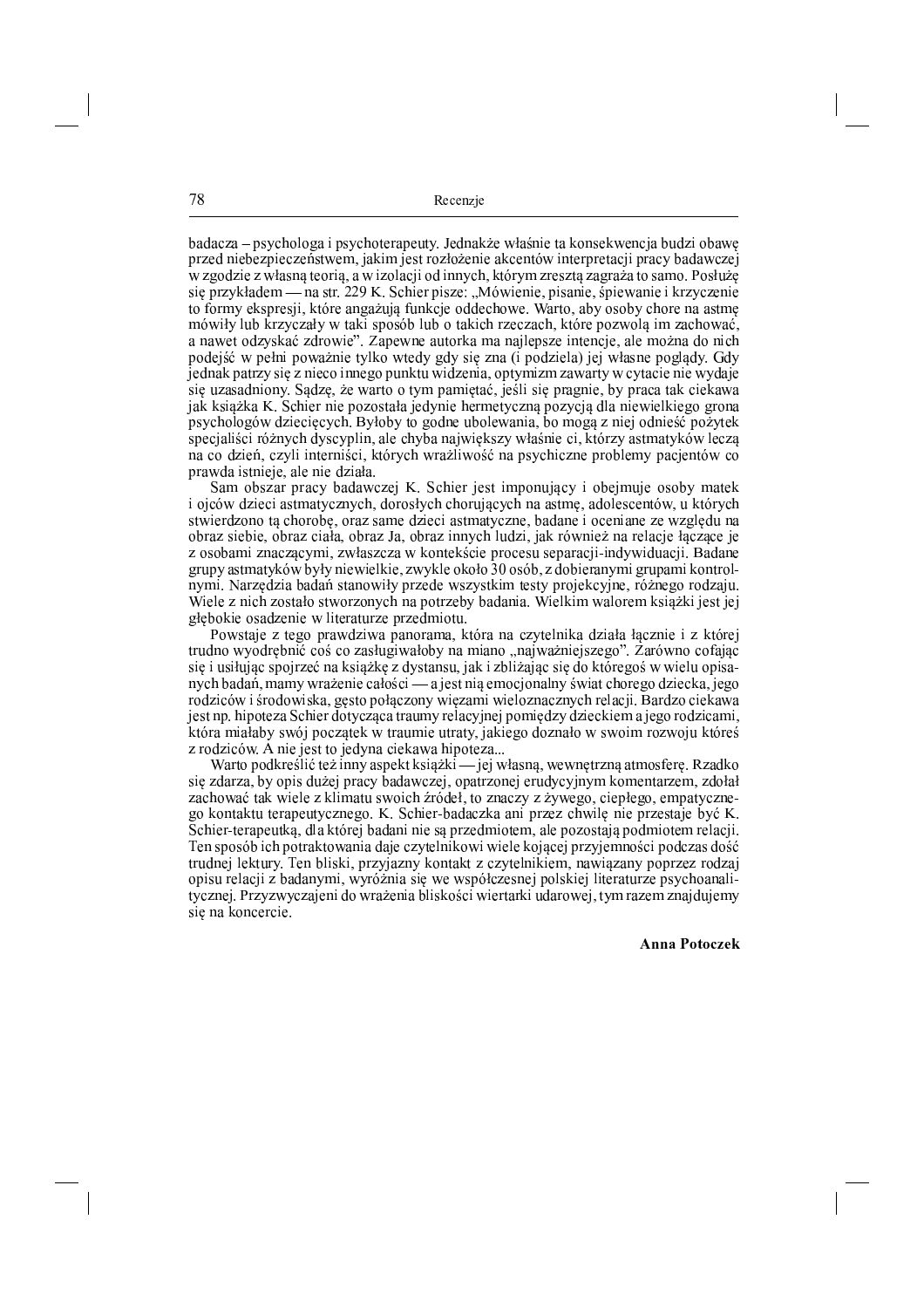badacza – psychologa i psychoterapeuty. Jednakże właśnie ta konsekwencja budzi obawę przed niebezpieczeństwem, jakim jest rozłożenie akcentów interpretacji pracy badawczej w zgodzie z własną teorią, a w izolacji od innych, którym zresztą zagraża to samo. Posłużę się przykładem — na str. 229 K. Schier pisze: „Mówienie, pisanie, śpiewanie i krzyczenie to formy ekspresji, które angażują funkcje oddechowe. Warto, aby osoby chore na astmę mówiły lub krzyczały w taki sposób lub o takich rzeczach, które pozwolą im zachować, a nawet odzyskać zdrowie". Zapewne autorka ma najlepsze intencje, ale można do nich podejść w pełni poważnie tylko wtedy gdy się zna (i podziela) jej własne poglądy. Gdy jednak patrzy się z nieco innego punktu widzenia, optymizm zawarty w cytacie nie wydaje się uzasadniony. Sądzę, że warto o tym pamiętać, jeśli się pragnie, by praca tak ciekawa jak książka K. Schier nie pozostała jedynie hermetyczną pozycją dla niewielkiego grona psychologów dziecięcych. Byłoby to godne ubolewania, bo mogą z niej odnieść pożytek specjaliści różnych dyscyplin, ale chyba największy właśnie ci, którzy astmatyków leczą na co dzień, czyli interniści, których wrażliwość na psychiczne problemy pacjentów co prawda istnieje, ale nie działa.

Sam obszar pracy badawczej K. Schier jest imponujący i obejmuje osoby matek i ojców dzieci astmatycznych, dorosłych chorujących na astmę, adolescentów, u których stwierdzono tą chorobę, oraz same dzieci astmatyczne, badane i oceniane ze względu na obraz siebie, obraz ciała, obraz Ja, obraz innych ludzi, jak również na relacje łączące je z osobami znaczącymi, zwłaszcza w kontekście procesu separacji-indywiduacji. Badane grupy astmatyków były niewielkie, zwykle około 30 osób, z dobieranymi grupami kontrolnymi. Narzędzia badań stanowiły przede wszystkim testy projekcyjne, różnego rodzaju. Wiele z nich zostało stworzonych na potrzeby badania. Wielkim walorem książki jest jej głębokie osadzenie w literaturze przedmiotu.

Powstaje z tego prawdziwa panorama, która na czytelnika działa łącznie i z której trudno wyodrębnić coś co zasługiwałoby na miano „najważniejszego". Zarówno cofając się i usiłując spojrzeć na książkę z dystansu, jak i zbliżając się do któregoś w wielu opisanych badań, mamy wrażenie całości — a jest nią emocjonalny świat chorego dziecka, jego rodziców i środowiska, gęsto połączony więzami wieloznacznych relacji. Bardzo ciekawa jest np. hipoteza Schier dotycząca traumy relacyjnej pomiędzy dzieckiem a jego rodzicami, która miałaby swój początek w traumie utraty, jakiego doznało w swoim rozwoju któreś z rodziców. A nie jest to jedyna ciekawa hipoteza...

Warto podkreślić też inny aspekt książki — jej własną, wewnętrzną atmosferę. Rzadko się zdarza, by opis dużej pracy badawczej, opatrzonej erudycyjnym komentarzem, zdołał zachować tak wiele z klimatu swoich źródeł, to znaczy z żywego, ciepłego, empatycznego kontaktu terapeutycznego. K. Schier-badaczka ani przez chwilę nie przestaje być K. Schier-terapeutką, dla której badani nie są przedmiotem, ale pozostają podmiotem relacji. Ten sposób ich potraktowania daje czytelnikowi wiele kojącej przyjemności podczas dość trudnej lektury. Ten bliski, przyjazny kontakt z czytelnikiem, nawiązany poprzez rodzaj opisu relacji z badanymi, wyróżnia się we współczesnej polskiej literaturze psychoanalitycznej. Przyzwyczajeni do wrażenia bliskości wiertarki udarowej, tym razem znajdujemy się na koncercie.

**Anna Potoczek**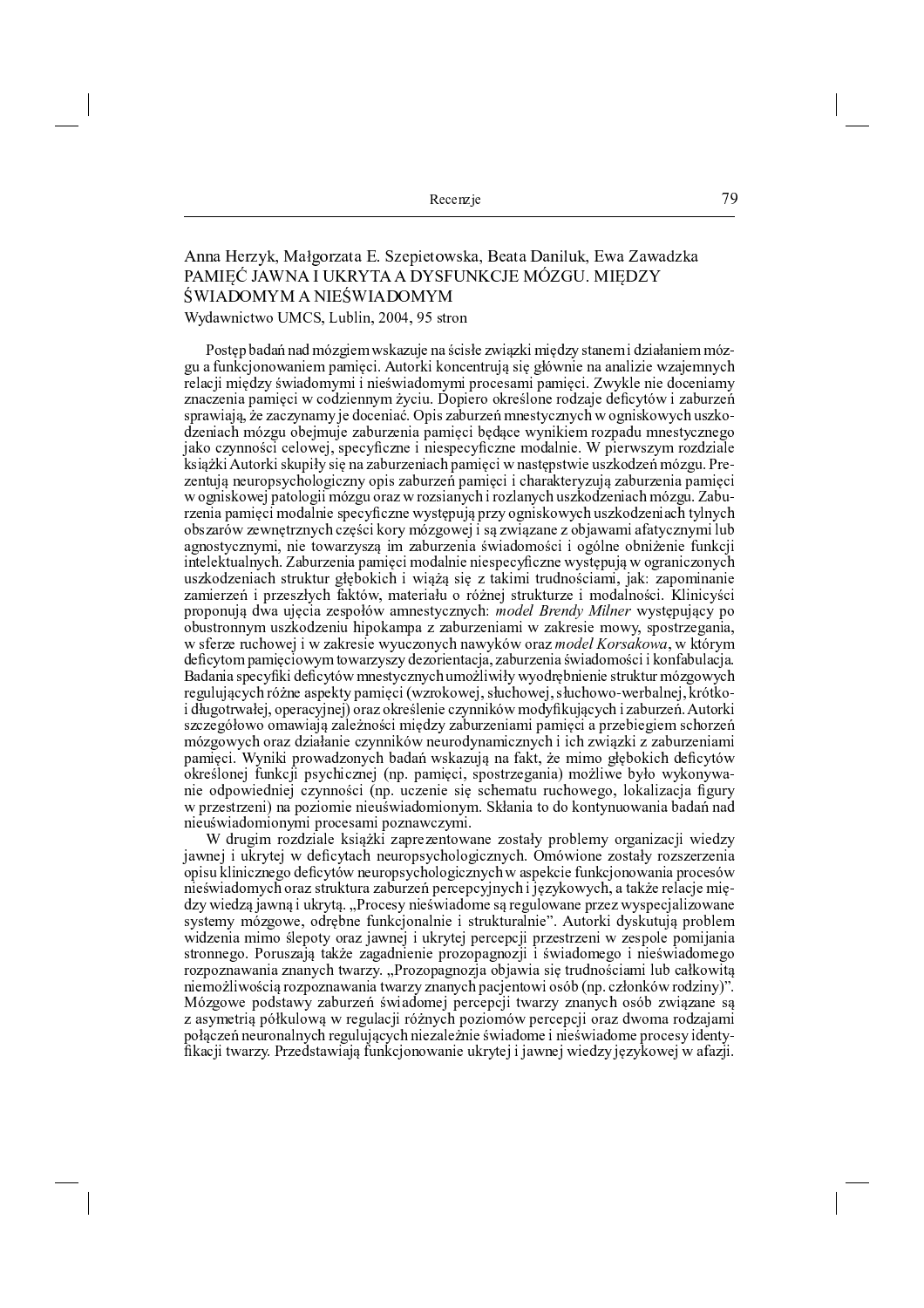Anna Herzyk, Małgorzata E. Szepietowska, Beata Daniluk, Ewa Zawadzka
## PAMIĘĆ JAWNA I UKRYTA A DYSFUNKCJE MÓZGU. MIĘDZY ŚWIADOMYM A NIEŚWIADOMYM
Wydawnictwo UMCS, Lublin, 2004, 95 stron

Postęp badań nad mózgiem wskazuje na ścisłe związki między stanem i działaniem mózgu a funkcjonowaniem pamięci. Autorki koncentrują się głównie na analizie wzajemnych relacji między świadomymi i nieświadomymi procesami pamięci. Zwykle nie doceniamy znaczenia pamięci w codziennym życiu. Dopiero określone rodzaje deficytów i zaburzeń sprawiają, że zaczynamy je doceniać. Opis zaburzeń mnestycznych w ogniskowych uszkodzeniach mózgu obejmuje zaburzenia pamięci będące wynikiem rozpadu mnestycznego jako czynności celowej, specyficzne i niespecyficzne modalnie. W pierwszym rozdziale książki Autorki skupiły się na zaburzeniach pamięci w następstwie uszkodzeń mózgu. Prezentują neuropsychologiczny opis zaburzeń pamięci i charakteryzują zaburzenia pamięci w ogniskowej patologii mózgu oraz w rozsianych i rozlanych uszkodzeniach mózgu. Zaburzenia pamięci modalnie specyficzne występują przy ogniskowych uszkodzeniach tylnych obszarów zewnętrznych części kory mózgowej i są związane z objawami afatycznymi lub agnostycznymi, nie towarzyszą im zaburzenia świadomości i ogólne obniżenie funkcji intelektualnych. Zaburzenia pamięci modalnie niespecyficzne występują w ograniczonych uszkodzeniach struktur głębokich i wiążą się z takimi trudnościami, jak: zapominanie zamierzeń i przeszłych faktów, materiału o różnej strukturze i modalności. Klinicyści proponują dwa ujęcia zespołów amnestycznych: *model Brendy Milner* występujący po obustronnym uszkodzeniu hipokampa z zaburzeniami w zakresie mowy, spostrzegania, w sferze ruchowej i w zakresie wyuczonych nawyków oraz *model Korsakowa*, w którym deficytom pamięciowym towarzyszy dezorientacja, zaburzenia świadomości i konfabulacja. Badania specyfiki deficytów mnestycznych umożliwiły wyodrębnienie struktur mózgowych regulujących różne aspekty pamięci (wzrokowej, słuchowej, słuchowo-werbalnej, krótko- i długotrwałej, operacyjnej) oraz określenie czynników modyfikujących i zaburzeń. Autorki szczegółowo omawiają zależności między zaburzeniami pamięci a przebiegiem schorzeń mózgowych oraz działanie czynników neurodynamicznych i ich związki z zaburzeniami pamięci. Wyniki prowadzonych badań wskazują na fakt, że mimo głębokich deficytów określonej funkcji psychicznej (np. pamięci, spostrzegania) możliwe było wykonywanie odpowiedniej czynności (np. uczenie się schematu ruchowego, lokalizacja figury w przestrzeni) na poziomie nieuświadomionym. Skłania to do kontynuowania badań nad nieuświadomionymi procesami poznawczymi.

W drugim rozdziale książki zaprezentowane zostały problemy organizacji wiedzy jawnej i ukrytej w deficytach neuropsychologicznych. Omówione zostały rozszerzenia opisu klinicznego deficytów neuropsychologicznych w aspekcie funkcjonowania procesów nieświadomych oraz struktura zaburzeń percepcyjnych i językowych, a także relacje między wiedzą jawną i ukrytą. „Procesy nieświadome są regulowane przez wyspecjalizowane systemy mózgowe, odrębne funkcjonalnie i strukturalnie". Autorki dyskutują problem widzenia mimo ślepoty oraz jawnej i ukrytej percepcji przestrzeni w zespole pomijania stronnego. Poruszają także zagadnienie prozopagnozji i świadomego i nieświadomego rozpoznawania znanych twarzy. „Prozopagnozja objawia się trudnościami lub całkowitą niemożliwością rozpoznawania twarzy znanych pacjentowi osób (np. członków rodziny)". Mózgowe podstawy zaburzeń świadomej percepcji twarzy znanych osób związane są z asymetrią półkulową w regulacji różnych poziomów percepcji oraz dwoma rodzajami połączeń neuronalnych regulujących niezależnie świadome i nieświadome procesy identyfikacji twarzy. Przedstawiają funkcjonowanie ukrytej i jawnej wiedzy językowej w afazji.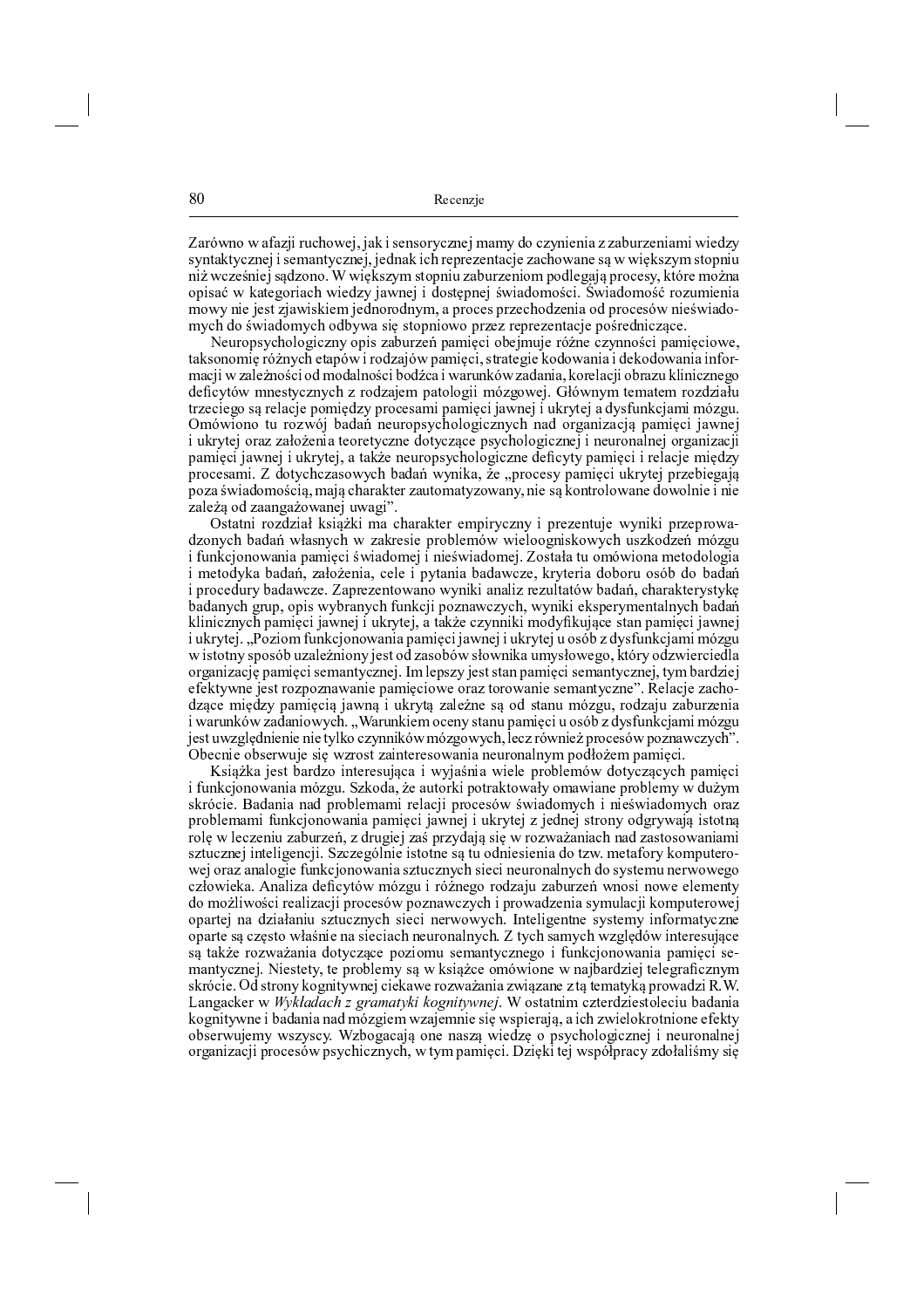Zarówno w afazji ruchowej, jak i sensorycznej mamy do czynienia z zaburzeniami wiedzy syntaktycznej i semantycznej, jednak ich reprezentacje zachowane są w większym stopniu niż wcześniej sądzono. W większym stopniu zaburzeniom podlegają procesy, które można opisać w kategoriach wiedzy jawnej i dostępnej świadomości. Świadomość rozumienia mowy nie jest zjawiskiem jednorodnym, a proces przechodzenia od procesów nieświadomych do świadomych odbywa się stopniowo przez reprezentacje pośredniczące.

Neuropsychologiczny opis zaburzeń pamięci obejmuje różne czynności pamięciowe, taksonomię różnych etapów i rodzajów pamięci, strategie kodowania i dekodowania informacji w zależności od modalności bodźca i warunków zadania, korelacji obrazu klinicznego deficytów mnestycznych z rodzajem patologii mózgowej. Głównym tematem rozdziału trzeciego są relacje pomiędzy procesami pamięci jawnej i ukrytej a dysfunkcjami mózgu. Omówiono tu rozwój badań neuropsychologicznych nad organizacją pamięci jawnej i ukrytej oraz założenia teoretyczne dotyczące psychologicznej i neuronalnej organizacji pamięci jawnej i ukrytej, a także neuropsychologiczne deficyty pamięci i relacje między procesami. Z dotychczasowych badań wynika, że „procesy pamięci ukrytej przebiegają poza świadomością, mają charakter zautomatyzowany, nie są kontrolowane dowolnie i nie zależą od zaangażowanej uwagi".

Ostatni rozdział książki ma charakter empiryczny i prezentuje wyniki przeprowadzonych badań własnych w zakresie problemów wieloogniskowych uszkodzeń mózgu i funkcjonowania pamięci świadomej i nieświadomej. Została tu omówiona metodologia i metodyka badań, założenia, cele i pytania badawcze, kryteria doboru osób do badań i procedury badawcze. Zaprezentowano wyniki analiz rezultatów badań, charakterystykę badanych grup, opis wybranych funkcji poznawczych, wyniki eksperymentalnych badań klinicznych pamięci jawnej i ukrytej, a także czynniki modyfikujące stan pamięci jawnej i ukrytej. „Poziom funkcjonowania pamięci jawnej i ukrytej u osób z dysfunkcjami mózgu w istotny sposób uzależniony jest od zasobów słownika umysłowego, który odzwierciedla organizację pamięci semantycznej. Im lepszy jest stan pamięci semantycznej, tym bardziej efektywne jest rozpoznawanie pamięciowe oraz torowanie semantyczne". Relacje zachodzące między pamięcią jawną i ukrytą zależne są od stanu mózgu, rodzaju zaburzenia i warunków zadaniowych. „Warunkiem oceny stanu pamięci u osób z dysfunkcjami mózgu jest uwzględnienie nie tylko czynników mózgowych, lecz również procesów poznawczych". Obecnie obserwuje się wzrost zainteresowania neuronalnym podłożem pamięci.

Książka jest bardzo interesująca i wyjaśnia wiele problemów dotyczących pamięci i funkcjonowania mózgu. Szkoda, że autorki potraktowały omawiane problemy w dużym skrócie. Badania nad problemami relacji procesów świadomych i nieświadomych oraz problemami funkcjonowania pamięci jawnej i ukrytej z jednej strony odgrywają istotną rolę w leczeniu zaburzeń, z drugiej zaś przydają się w rozważaniach nad zastosowaniami sztucznej inteligencji. Szczególnie istotne są tu odniesienia do tzw. metafory komputerowej oraz analogie funkcjonowania sztucznych sieci neuronalnych do systemu nerwowego człowieka. Analiza deficytów mózgu i różnego rodzaju zaburzeń wnosi nowe elementy do możliwości realizacji procesów poznawczych i prowadzenia symulacji komputerowej opartej na działaniu sztucznych sieci nerwowych. Inteligentne systemy informatyczne oparte są często właśnie na sieciach neuronalnych. Z tych samych względów interesujące są także rozważania dotyczące poziomu semantycznego i funkcjonowania pamięci semantycznej. Niestety, te problemy są w książce omówione w najbardziej telegraficznym skrócie. Od strony kognitywnej ciekawe rozważania związane z tą tematyką prowadzi R.W. Langacker w *Wykładach z gramatyki kognitywnej*. W ostatnim czterdziestoleciu badania kognitywne i badania nad mózgiem wzajemnie się wspierają, a ich zwielokrotnione efekty obserwujemy wszyscy. Wzbogacają one naszą wiedzę o psychologicznej i neuronalnej organizacji procesów psychicznych, w tym pamięci. Dzięki tej współpracy zdołaliśmy się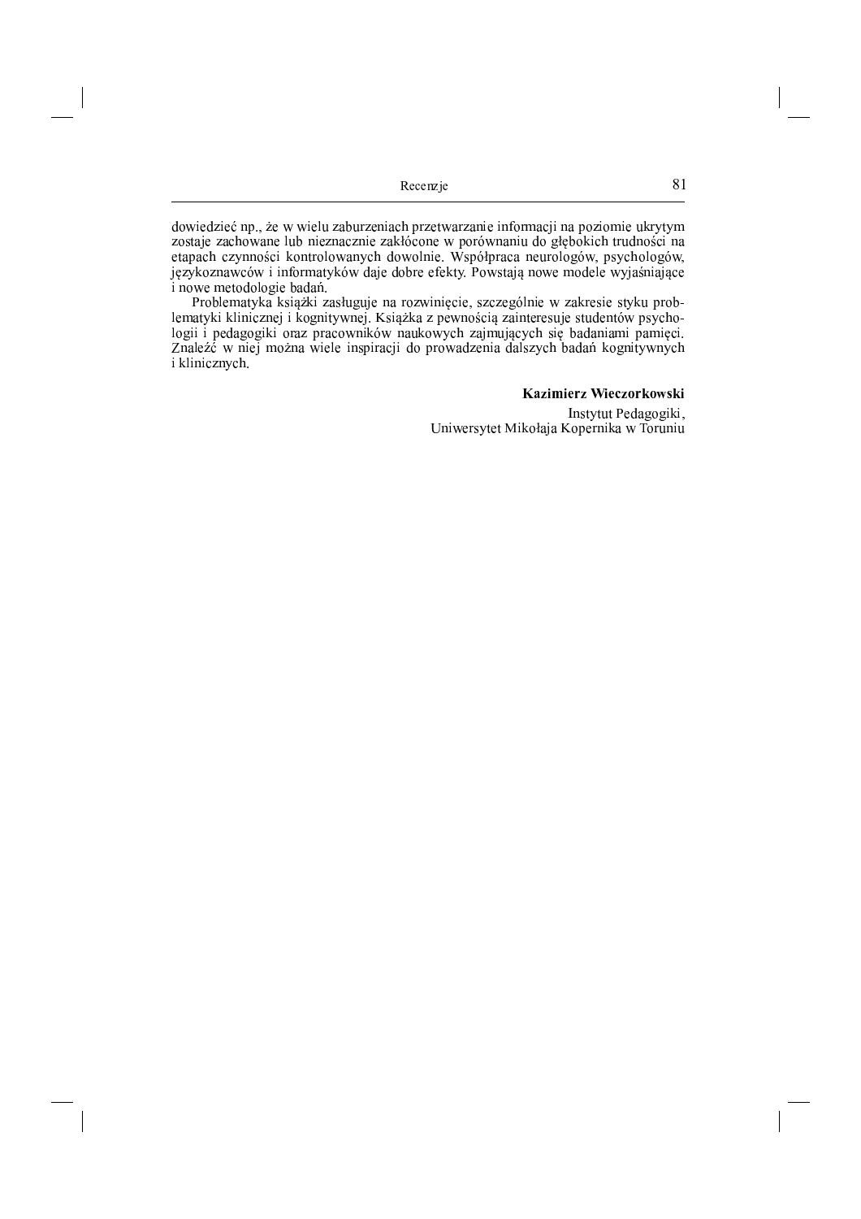dowiedzieć np., że w wielu zaburzeniach przetwarzanie informacji na poziomie ukrytym zostaje zachowane lub nieznacznie zakłócone w porównaniu do głębokich trudności na etapach czynności kontrolowanych dowolnie. Współpraca neurologów, psychologów, językoznawców i informatyków daje dobre efekty. Powstają nowe modele wyjaśniające i nowe metodologie badań.

Problematyka książki zasługuje na rozwinięcie, szczególnie w zakresie styku problematyki klinicznej i kognitywnej. Książka z pewnością zainteresuje studentów psychologii i pedagogiki oraz pracowników naukowych zajmujących się badaniami pamięci. Znaleźć w niej można wiele inspiracji do prowadzenia dalszych badań kognitywnych i klinicznych.

**Kazimierz Wieczorkowski**

Instytut Pedagogiki,
Uniwersytet Mikołaja Kopernika w Toruniu